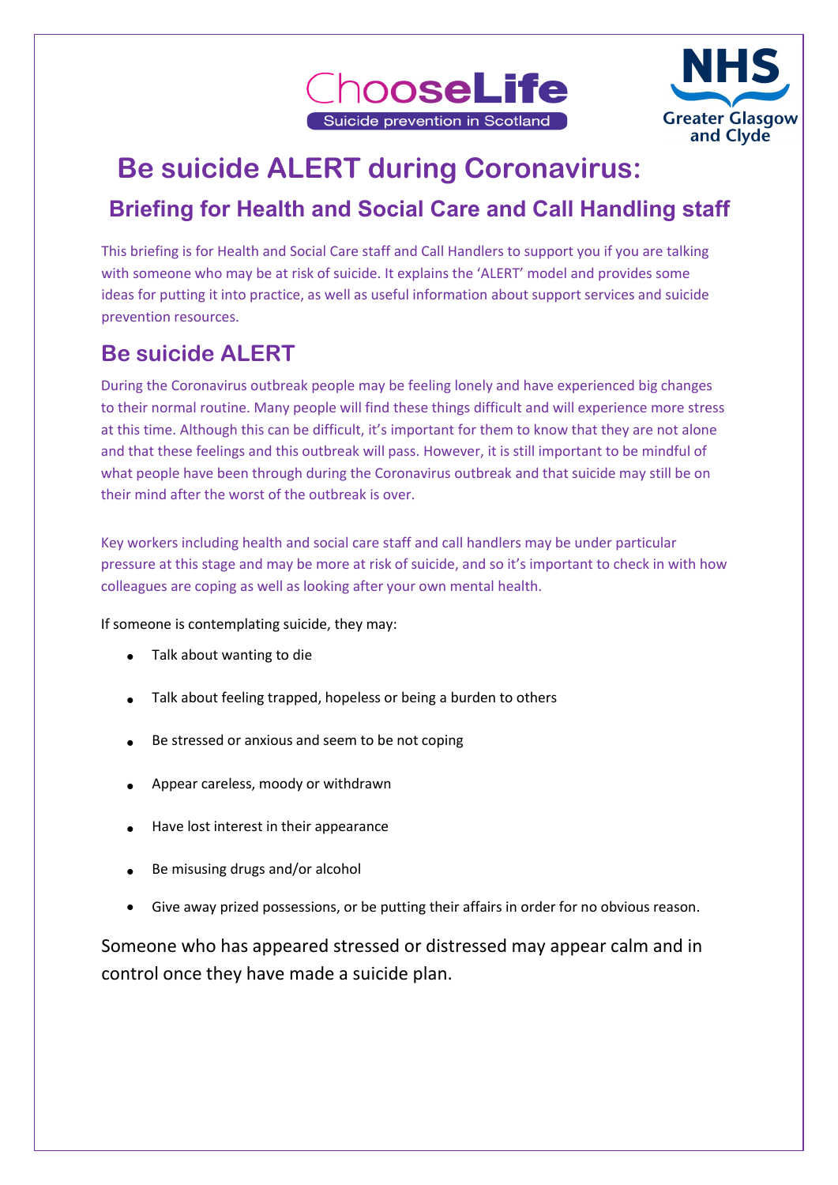ChooseLife
Suicide prevention in Scotland

NHS Greater Glasgow and Clyde

# Be suicide ALERT during Coronavirus:

## Briefing for Health and Social Care and Call Handling staff

This briefing is for Health and Social Care staff and Call Handlers to support you if you are talking with someone who may be at risk of suicide. It explains the 'ALERT' model and provides some ideas for putting it into practice, as well as useful information about support services and suicide prevention resources.

## Be suicide ALERT

During the Coronavirus outbreak people may be feeling lonely and have experienced big changes to their normal routine. Many people will find these things difficult and will experience more stress at this time. Although this can be difficult, it's important for them to know that they are not alone and that these feelings and this outbreak will pass. However, it is still important to be mindful of what people have been through during the Coronavirus outbreak and that suicide may still be on their mind after the worst of the outbreak is over.

Key workers including health and social care staff and call handlers may be under particular pressure at this stage and may be more at risk of suicide, and so it's important to check in with how colleagues are coping as well as looking after your own mental health.

If someone is contemplating suicide, they may:

- Talk about wanting to die
- Talk about feeling trapped, hopeless or being a burden to others
- Be stressed or anxious and seem to be not coping
- Appear careless, moody or withdrawn
- Have lost interest in their appearance
- Be misusing drugs and/or alcohol
- Give away prized possessions, or be putting their affairs in order for no obvious reason.

Someone who has appeared stressed or distressed may appear calm and in control once they have made a suicide plan.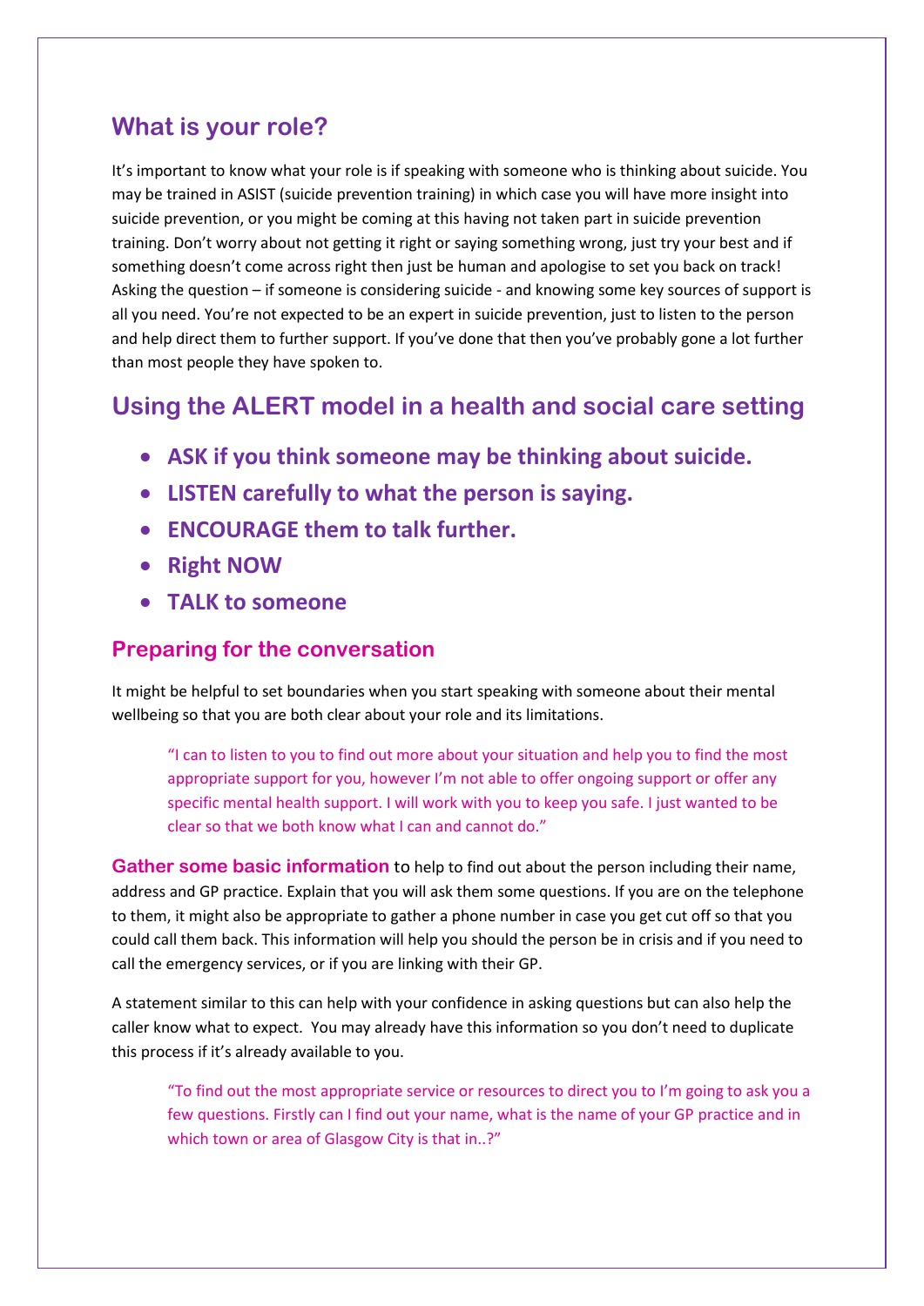## What is your role?

It's important to know what your role is if speaking with someone who is thinking about suicide. You may be trained in ASIST (suicide prevention training) in which case you will have more insight into suicide prevention, or you might be coming at this having not taken part in suicide prevention training. Don't worry about not getting it right or saying something wrong, just try your best and if something doesn't come across right then just be human and apologise to set you back on track! Asking the question – if someone is considering suicide - and knowing some key sources of support is all you need. You're not expected to be an expert in suicide prevention, just to listen to the person and help direct them to further support. If you've done that then you've probably gone a lot further than most people they have spoken to.

## Using the ALERT model in a health and social care setting

- **ASK if you think someone may be thinking about suicide.**
- **LISTEN carefully to what the person is saying.**
- **ENCOURAGE them to talk further.**
- **Right NOW**
- **TALK to someone**

### Preparing for the conversation

It might be helpful to set boundaries when you start speaking with someone about their mental wellbeing so that you are both clear about your role and its limitations.

> "I can to listen to you to find out more about your situation and help you to find the most appropriate support for you, however I'm not able to offer ongoing support or offer any specific mental health support. I will work with you to keep you safe. I just wanted to be clear so that we both know what I can and cannot do."

**Gather some basic information** to help to find out about the person including their name, address and GP practice. Explain that you will ask them some questions. If you are on the telephone to them, it might also be appropriate to gather a phone number in case you get cut off so that you could call them back. This information will help you should the person be in crisis and if you need to call the emergency services, or if you are linking with their GP.

A statement similar to this can help with your confidence in asking questions but can also help the caller know what to expect. You may already have this information so you don't need to duplicate this process if it's already available to you.

> "To find out the most appropriate service or resources to direct you to I'm going to ask you a few questions. Firstly can I find out your name, what is the name of your GP practice and in which town or area of Glasgow City is that in..?"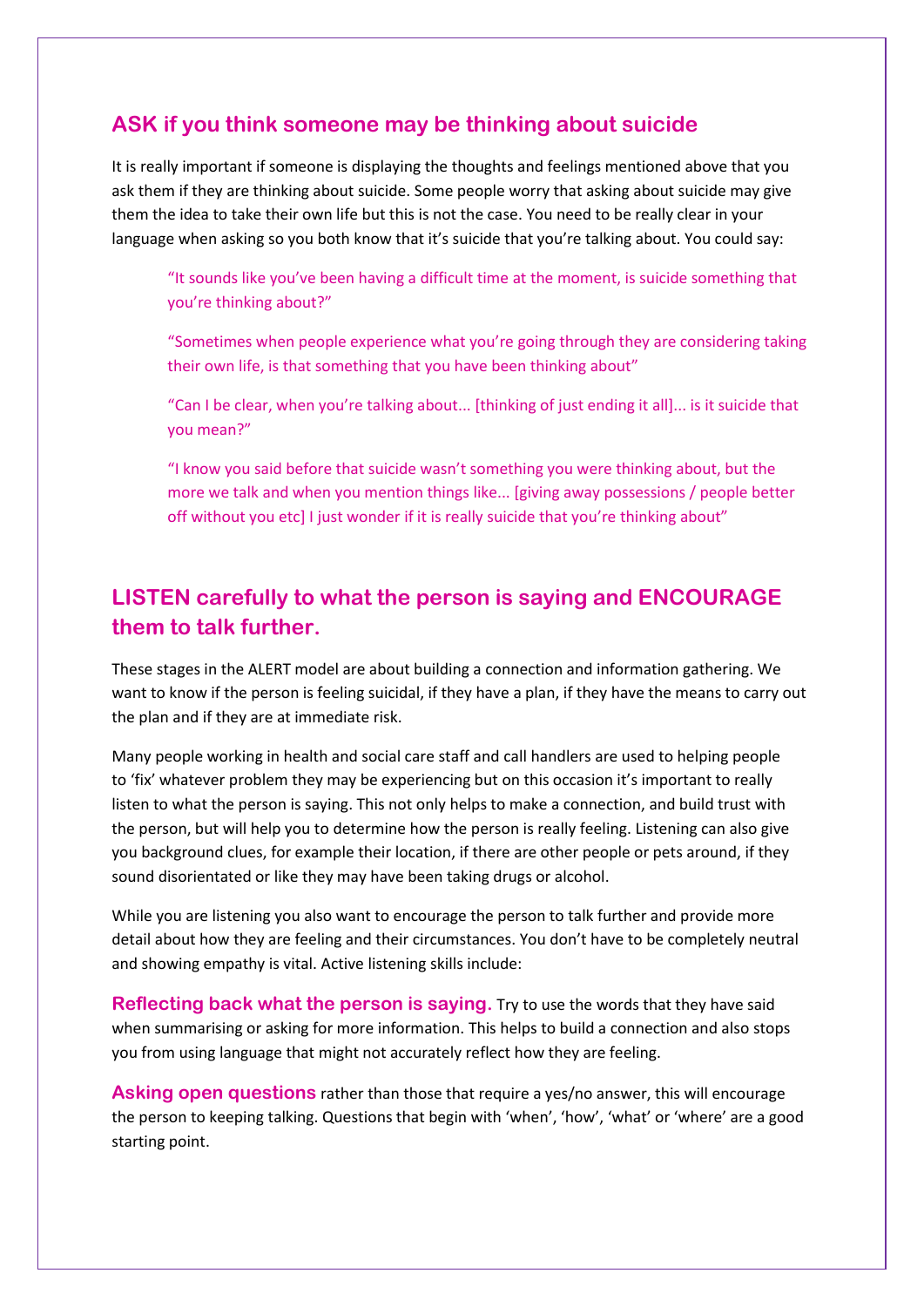## ASK if you think someone may be thinking about suicide

It is really important if someone is displaying the thoughts and feelings mentioned above that you ask them if they are thinking about suicide. Some people worry that asking about suicide may give them the idea to take their own life but this is not the case. You need to be really clear in your language when asking so you both know that it's suicide that you're talking about. You could say:

> "It sounds like you've been having a difficult time at the moment, is suicide something that you're thinking about?"
>
> "Sometimes when people experience what you're going through they are considering taking their own life, is that something that you have been thinking about"
>
> "Can I be clear, when you're talking about... [thinking of just ending it all]... is it suicide that you mean?"
>
> "I know you said before that suicide wasn't something you were thinking about, but the more we talk and when you mention things like... [giving away possessions / people better off without you etc] I just wonder if it is really suicide that you're thinking about"

## LISTEN carefully to what the person is saying and ENCOURAGE them to talk further.

These stages in the ALERT model are about building a connection and information gathering. We want to know if the person is feeling suicidal, if they have a plan, if they have the means to carry out the plan and if they are at immediate risk.

Many people working in health and social care staff and call handlers are used to helping people to 'fix' whatever problem they may be experiencing but on this occasion it's important to really listen to what the person is saying. This not only helps to make a connection, and build trust with the person, but will help you to determine how the person is really feeling. Listening can also give you background clues, for example their location, if there are other people or pets around, if they sound disorientated or like they may have been taking drugs or alcohol.

While you are listening you also want to encourage the person to talk further and provide more detail about how they are feeling and their circumstances. You don't have to be completely neutral and showing empathy is vital. Active listening skills include:

**Reflecting back what the person is saying.** Try to use the words that they have said when summarising or asking for more information. This helps to build a connection and also stops you from using language that might not accurately reflect how they are feeling.

**Asking open questions** rather than those that require a yes/no answer, this will encourage the person to keeping talking. Questions that begin with 'when', 'how', 'what' or 'where' are a good starting point.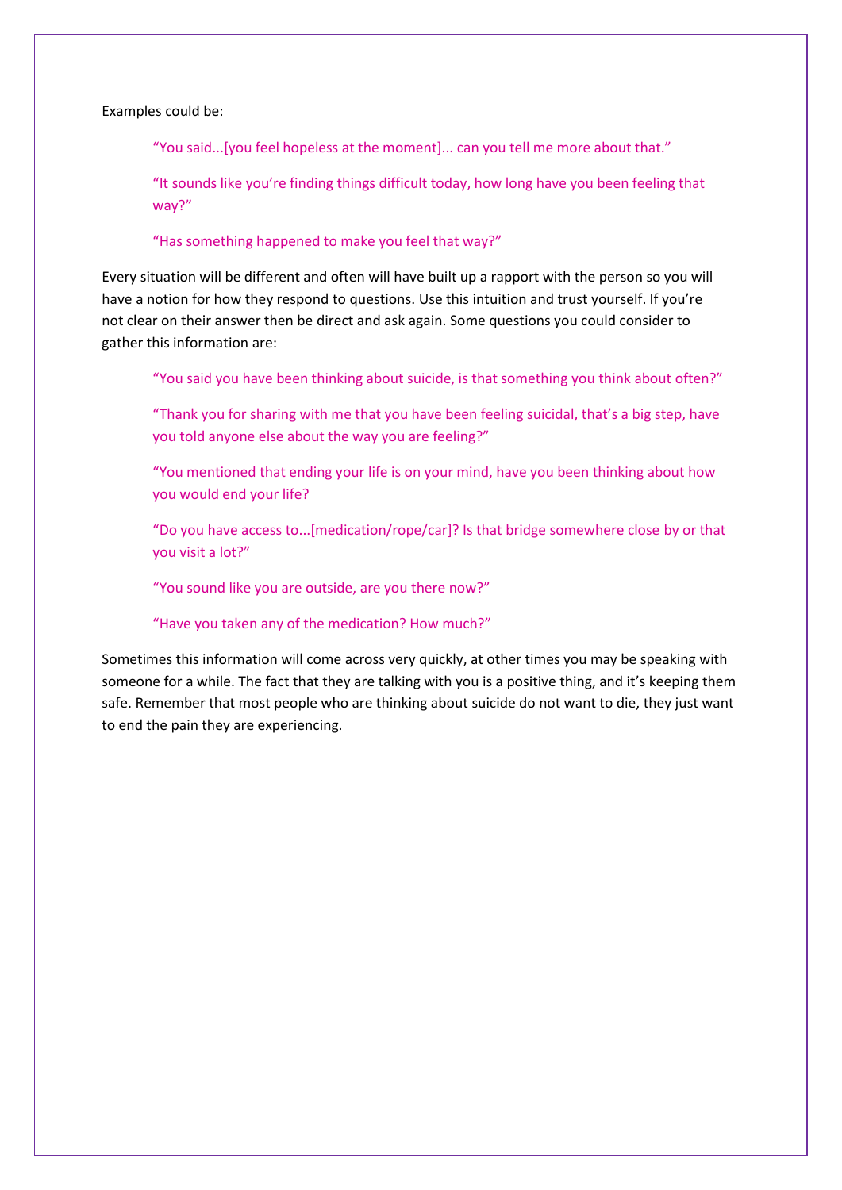Examples could be:

> "You said...[you feel hopeless at the moment]... can you tell me more about that."
>
> "It sounds like you're finding things difficult today, how long have you been feeling that way?"
>
> "Has something happened to make you feel that way?"

Every situation will be different and often will have built up a rapport with the person so you will have a notion for how they respond to questions. Use this intuition and trust yourself. If you're not clear on their answer then be direct and ask again. Some questions you could consider to gather this information are:

> "You said you have been thinking about suicide, is that something you think about often?"
>
> "Thank you for sharing with me that you have been feeling suicidal, that's a big step, have you told anyone else about the way you are feeling?"
>
> "You mentioned that ending your life is on your mind, have you been thinking about how you would end your life?
>
> "Do you have access to...[medication/rope/car]? Is that bridge somewhere close by or that you visit a lot?"
>
> "You sound like you are outside, are you there now?"
>
> "Have you taken any of the medication? How much?"

Sometimes this information will come across very quickly, at other times you may be speaking with someone for a while. The fact that they are talking with you is a positive thing, and it's keeping them safe. Remember that most people who are thinking about suicide do not want to die, they just want to end the pain they are experiencing.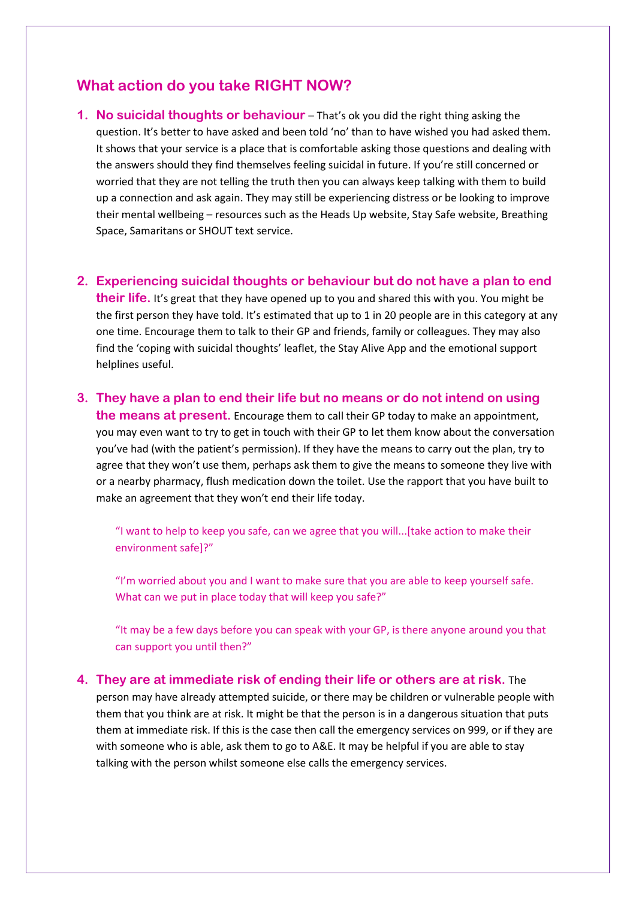## What action do you take RIGHT NOW?

1. **No suicidal thoughts or behaviour** – That's ok you did the right thing asking the question. It's better to have asked and been told 'no' than to have wished you had asked them. It shows that your service is a place that is comfortable asking those questions and dealing with the answers should they find themselves feeling suicidal in future. If you're still concerned or worried that they are not telling the truth then you can always keep talking with them to build up a connection and ask again. They may still be experiencing distress or be looking to improve their mental wellbeing – resources such as the Heads Up website, Stay Safe website, Breathing Space, Samaritans or SHOUT text service.

2. **Experiencing suicidal thoughts or behaviour but do not have a plan to end their life.** It's great that they have opened up to you and shared this with you. You might be the first person they have told. It's estimated that up to 1 in 20 people are in this category at any one time. Encourage them to talk to their GP and friends, family or colleagues. They may also find the 'coping with suicidal thoughts' leaflet, the Stay Alive App and the emotional support helplines useful.

3. **They have a plan to end their life but no means or do not intend on using the means at present.** Encourage them to call their GP today to make an appointment, you may even want to try to get in touch with their GP to let them know about the conversation you've had (with the patient's permission). If they have the means to carry out the plan, try to agree that they won't use them, perhaps ask them to give the means to someone they live with or a nearby pharmacy, flush medication down the toilet. Use the rapport that you have built to make an agreement that they won't end their life today.

   "I want to help to keep you safe, can we agree that you will...[take action to make their environment safe]?"

   "I'm worried about you and I want to make sure that you are able to keep yourself safe. What can we put in place today that will keep you safe?"

   "It may be a few days before you can speak with your GP, is there anyone around you that can support you until then?"

4. **They are at immediate risk of ending their life or others are at risk.** The person may have already attempted suicide, or there may be children or vulnerable people with them that you think are at risk. It might be that the person is in a dangerous situation that puts them at immediate risk. If this is the case then call the emergency services on 999, or if they are with someone who is able, ask them to go to A&E. It may be helpful if you are able to stay talking with the person whilst someone else calls the emergency services.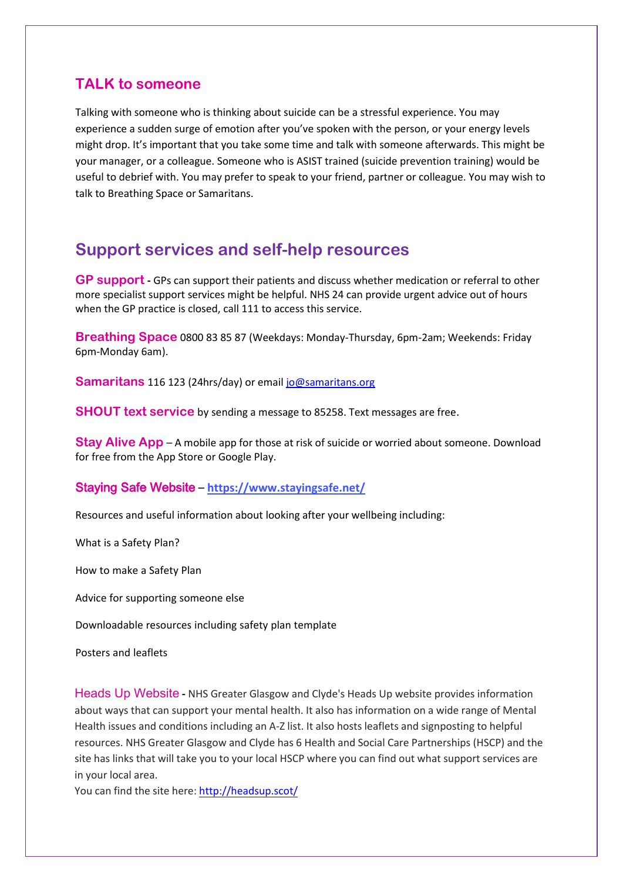## TALK to someone

Talking with someone who is thinking about suicide can be a stressful experience. You may experience a sudden surge of emotion after you've spoken with the person, or your energy levels might drop. It's important that you take some time and talk with someone afterwards. This might be your manager, or a colleague. Someone who is ASIST trained (suicide prevention training) would be useful to debrief with. You may prefer to speak to your friend, partner or colleague. You may wish to talk to Breathing Space or Samaritans.

## Support services and self-help resources

**GP support** - GPs can support their patients and discuss whether medication or referral to other more specialist support services might be helpful. NHS 24 can provide urgent advice out of hours when the GP practice is closed, call 111 to access this service.

**Breathing Space** 0800 83 85 87 (Weekdays: Monday-Thursday, 6pm-2am; Weekends: Friday 6pm-Monday 6am).

**Samaritans** 116 123 (24hrs/day) or email jo@samaritans.org

**SHOUT text service** by sending a message to 85258. Text messages are free.

**Stay Alive App** – A mobile app for those at risk of suicide or worried about someone. Download for free from the App Store or Google Play.

**Staying Safe Website** – https://www.stayingsafe.net/

Resources and useful information about looking after your wellbeing including:

What is a Safety Plan?

How to make a Safety Plan

Advice for supporting someone else

Downloadable resources including safety plan template

Posters and leaflets

**Heads Up Website** - NHS Greater Glasgow and Clyde's Heads Up website provides information about ways that can support your mental health. It also has information on a wide range of Mental Health issues and conditions including an A-Z list. It also hosts leaflets and signposting to helpful resources. NHS Greater Glasgow and Clyde has 6 Health and Social Care Partnerships (HSCP) and the site has links that will take you to your local HSCP where you can find out what support services are in your local area.
You can find the site here: http://headsup.scot/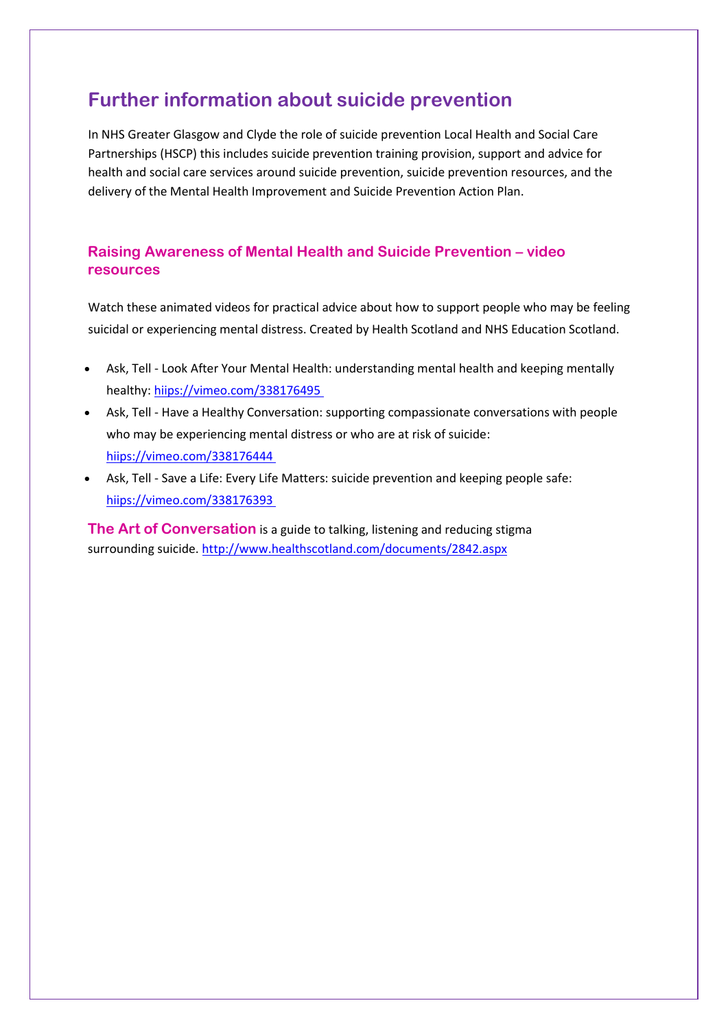## Further information about suicide prevention

In NHS Greater Glasgow and Clyde the role of suicide prevention Local Health and Social Care Partnerships (HSCP) this includes suicide prevention training provision, support and advice for health and social care services around suicide prevention, suicide prevention resources, and the delivery of the Mental Health Improvement and Suicide Prevention Action Plan.

### Raising Awareness of Mental Health and Suicide Prevention – video resources

Watch these animated videos for practical advice about how to support people who may be feeling suicidal or experiencing mental distress. Created by Health Scotland and NHS Education Scotland.

- Ask, Tell - Look After Your Mental Health: understanding mental health and keeping mentally healthy: hiips://vimeo.com/338176495
- Ask, Tell - Have a Healthy Conversation: supporting compassionate conversations with people who may be experiencing mental distress or who are at risk of suicide: hiips://vimeo.com/338176444
- Ask, Tell - Save a Life: Every Life Matters: suicide prevention and keeping people safe: hiips://vimeo.com/338176393

**The Art of Conversation** is a guide to talking, listening and reducing stigma surrounding suicide. http://www.healthscotland.com/documents/2842.aspx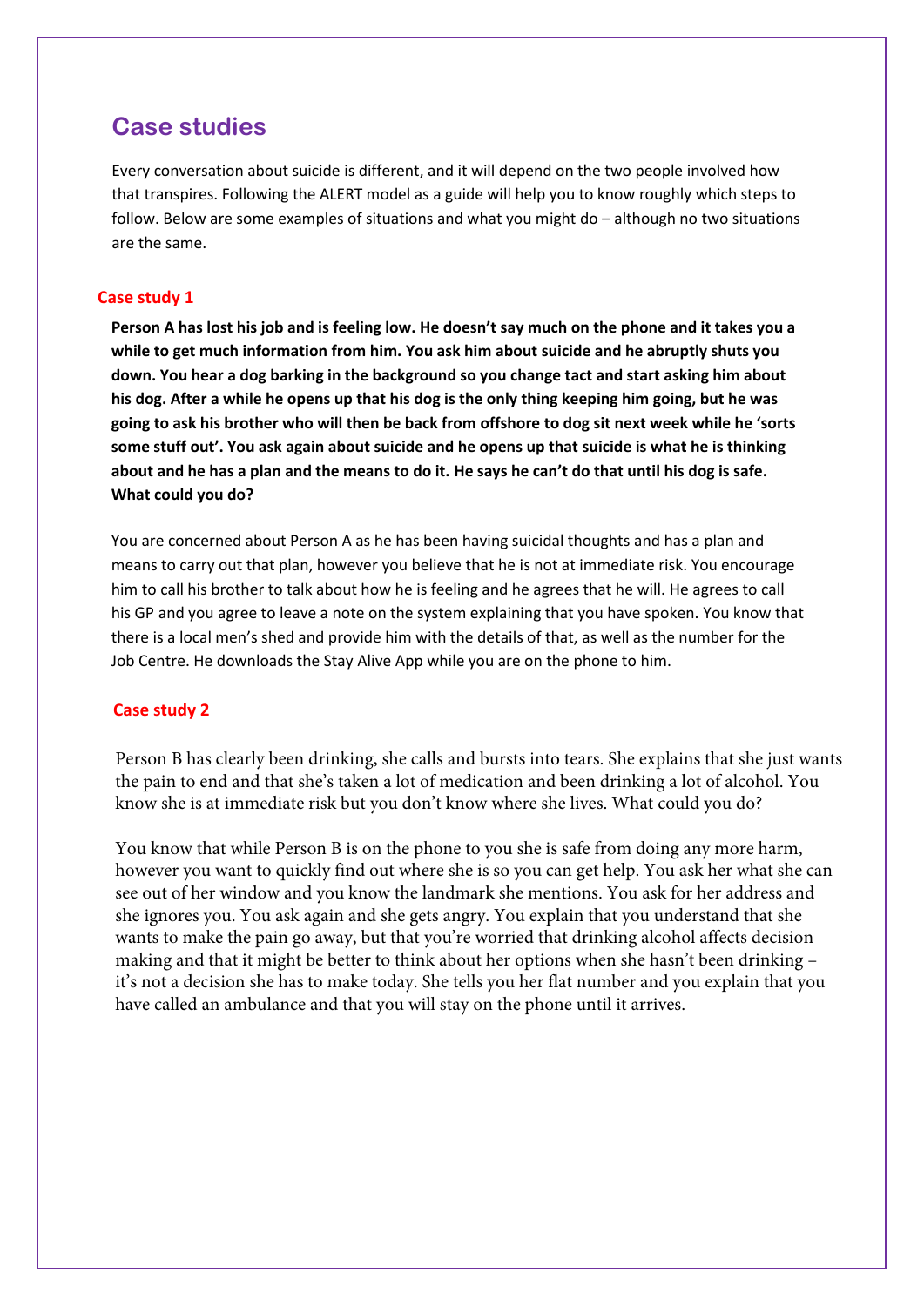## Case studies

Every conversation about suicide is different, and it will depend on the two people involved how that transpires. Following the ALERT model as a guide will help you to know roughly which steps to follow. Below are some examples of situations and what you might do – although no two situations are the same.

### Case study 1

**Person A has lost his job and is feeling low. He doesn't say much on the phone and it takes you a while to get much information from him. You ask him about suicide and he abruptly shuts you down. You hear a dog barking in the background so you change tact and start asking him about his dog. After a while he opens up that his dog is the only thing keeping him going, but he was going to ask his brother who will then be back from offshore to dog sit next week while he 'sorts some stuff out'. You ask again about suicide and he opens up that suicide is what he is thinking about and he has a plan and the means to do it. He says he can't do that until his dog is safe. What could you do?**

You are concerned about Person A as he has been having suicidal thoughts and has a plan and means to carry out that plan, however you believe that he is not at immediate risk. You encourage him to call his brother to talk about how he is feeling and he agrees that he will. He agrees to call his GP and you agree to leave a note on the system explaining that you have spoken. You know that there is a local men's shed and provide him with the details of that, as well as the number for the Job Centre. He downloads the Stay Alive App while you are on the phone to him.

### Case study 2

Person B has clearly been drinking, she calls and bursts into tears. She explains that she just wants the pain to end and that she's taken a lot of medication and been drinking a lot of alcohol. You know she is at immediate risk but you don't know where she lives. What could you do?

You know that while Person B is on the phone to you she is safe from doing any more harm, however you want to quickly find out where she is so you can get help. You ask her what she can see out of her window and you know the landmark she mentions. You ask for her address and she ignores you. You ask again and she gets angry. You explain that you understand that she wants to make the pain go away, but that you're worried that drinking alcohol affects decision making and that it might be better to think about her options when she hasn't been drinking – it's not a decision she has to make today. She tells you her flat number and you explain that you have called an ambulance and that you will stay on the phone until it arrives.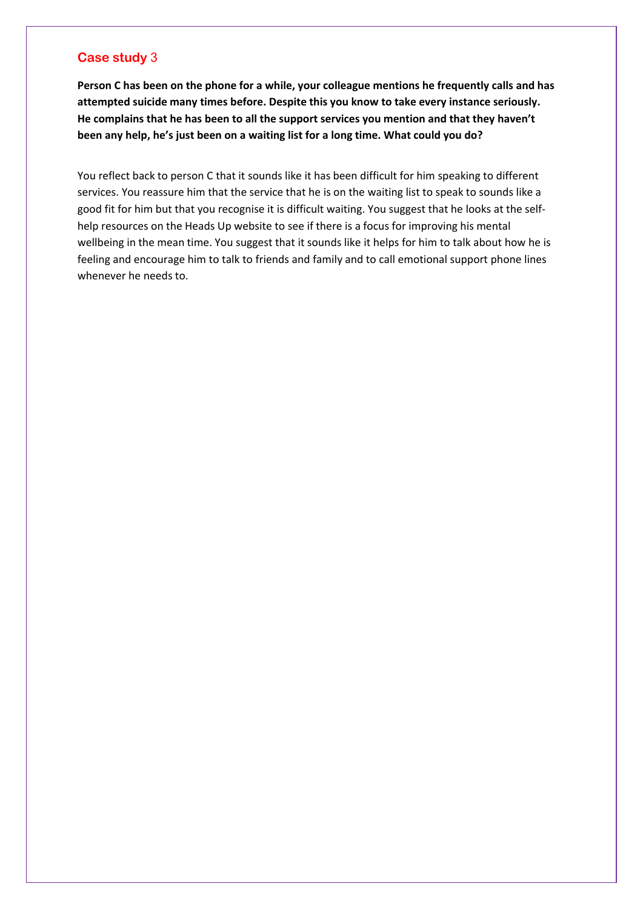## Case study 3

**Person C has been on the phone for a while, your colleague mentions he frequently calls and has attempted suicide many times before. Despite this you know to take every instance seriously. He complains that he has been to all the support services you mention and that they haven't been any help, he's just been on a waiting list for a long time. What could you do?**

You reflect back to person C that it sounds like it has been difficult for him speaking to different services. You reassure him that the service that he is on the waiting list to speak to sounds like a good fit for him but that you recognise it is difficult waiting. You suggest that he looks at the self-help resources on the Heads Up website to see if there is a focus for improving his mental wellbeing in the mean time. You suggest that it sounds like it helps for him to talk about how he is feeling and encourage him to talk to friends and family and to call emotional support phone lines whenever he needs to.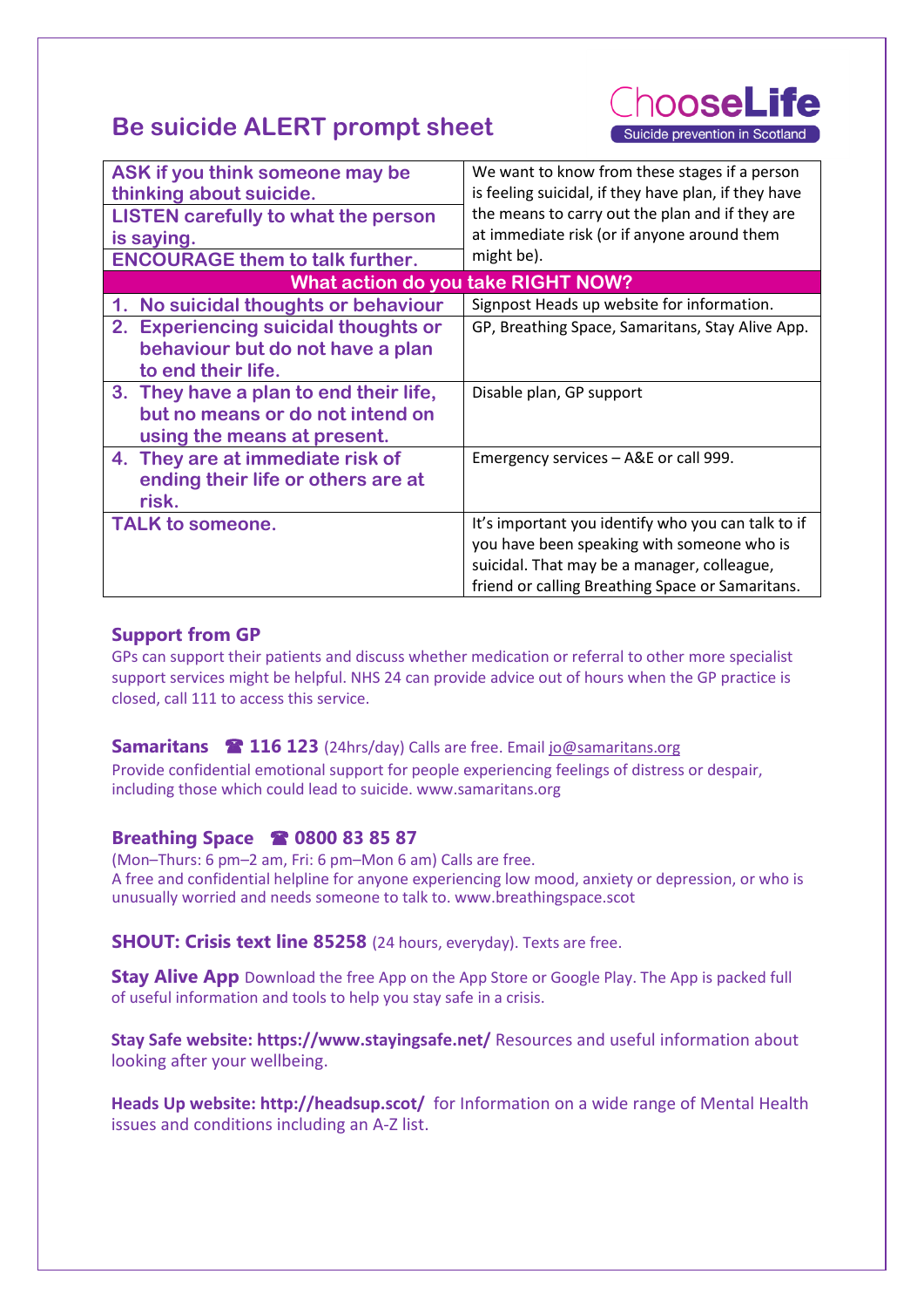# Be suicide ALERT prompt sheet

ChooseLife
Suicide prevention in Scotland

| | |
|---|---|
| **ASK if you think someone may be thinking about suicide.**<br>**LISTEN carefully to what the person is saying.**<br>**ENCOURAGE them to talk further.** | We want to know from these stages if a person is feeling suicidal, if they have plan, if they have the means to carry out the plan and if they are at immediate risk (or if anyone around them might be). |
| **What action do you take RIGHT NOW?** | |
| **1. No suicidal thoughts or behaviour** | Signpost Heads up website for information. |
| **2. Experiencing suicidal thoughts or behaviour but do not have a plan to end their life.** | GP, Breathing Space, Samaritans, Stay Alive App. |
| **3. They have a plan to end their life, but no means or do not intend on using the means at present.** | Disable plan, GP support |
| **4. They are at immediate risk of ending their life or others are at risk.** | Emergency services – A&E or call 999. |
| **TALK to someone.** | It's important you identify who you can talk to if you have been speaking with someone who is suicidal. That may be a manager, colleague, friend or calling Breathing Space or Samaritans. |

**Support from GP**
GPs can support their patients and discuss whether medication or referral to other more specialist support services might be helpful. NHS 24 can provide advice out of hours when the GP practice is closed, call 111 to access this service.

**Samaritans** ☎ **116 123** (24hrs/day) Calls are free. Email jo@samaritans.org
Provide confidential emotional support for people experiencing feelings of distress or despair, including those which could lead to suicide. www.samaritans.org

**Breathing Space** ☎ **0800 83 85 87**
(Mon–Thurs: 6 pm–2 am, Fri: 6 pm–Mon 6 am) Calls are free.
A free and confidential helpline for anyone experiencing low mood, anxiety or depression, or who is unusually worried and needs someone to talk to. www.breathingspace.scot

**SHOUT: Crisis text line 85258** (24 hours, everyday). Texts are free.

**Stay Alive App** Download the free App on the App Store or Google Play. The App is packed full of useful information and tools to help you stay safe in a crisis.

**Stay Safe website: https://www.stayingsafe.net/** Resources and useful information about looking after your wellbeing.

**Heads Up website: http://headsup.scot/** for Information on a wide range of Mental Health issues and conditions including an A-Z list.